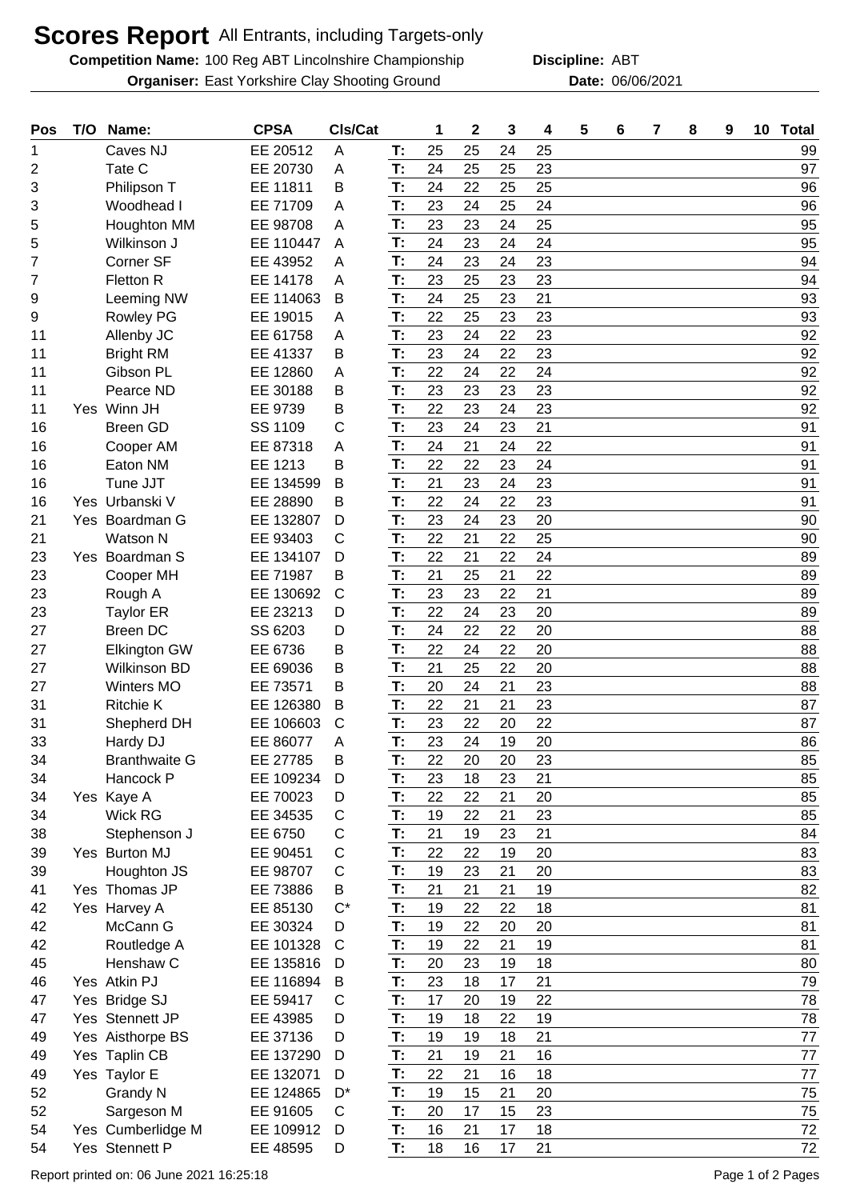# Scores Report All Entrants, including Targets-only

**Competition Name:** 100 Reg ABT Lincolnshire Championship **Discipline:** ABT

**Organiser:** East Yorkshire Clay Shooting Ground **Date:** 06/06/2021

| Pos | T/O | Name: | CPSA | Cls/Cat | | 1 | 2 | 3 | 4 | 5 | 6 | 7 | 8 | 9 | 10 | Total |
|---|---|---|---|---|---|---|---|---|---|---|---|---|---|---|---|---|
| 1 | | Caves NJ | EE 20512 | A | T: | 25 | 25 | 24 | 25 | | | | | | | 99 |
| 2 | | Tate C | EE 20730 | A | T: | 24 | 25 | 25 | 23 | | | | | | | 97 |
| 3 | | Philipson T | EE 11811 | B | T: | 24 | 22 | 25 | 25 | | | | | | | 96 |
| 3 | | Woodhead I | EE 71709 | A | T: | 23 | 24 | 25 | 24 | | | | | | | 96 |
| 5 | | Houghton MM | EE 98708 | A | T: | 23 | 23 | 24 | 25 | | | | | | | 95 |
| 5 | | Wilkinson J | EE 110447 | A | T: | 24 | 23 | 24 | 24 | | | | | | | 95 |
| 7 | | Corner SF | EE 43952 | A | T: | 24 | 23 | 24 | 23 | | | | | | | 94 |
| 7 | | Fletton R | EE 14178 | A | T: | 23 | 25 | 23 | 23 | | | | | | | 94 |
| 9 | | Leeming NW | EE 114063 | B | T: | 24 | 25 | 23 | 21 | | | | | | | 93 |
| 9 | | Rowley PG | EE 19015 | A | T: | 22 | 25 | 23 | 23 | | | | | | | 93 |
| 11 | | Allenby JC | EE 61758 | A | T: | 23 | 24 | 22 | 23 | | | | | | | 92 |
| 11 | | Bright RM | EE 41337 | B | T: | 23 | 24 | 22 | 23 | | | | | | | 92 |
| 11 | | Gibson PL | EE 12860 | A | T: | 22 | 24 | 22 | 24 | | | | | | | 92 |
| 11 | | Pearce ND | EE 30188 | B | T: | 23 | 23 | 23 | 23 | | | | | | | 92 |
| 11 | Yes | Winn JH | EE 9739 | B | T: | 22 | 23 | 24 | 23 | | | | | | | 92 |
| 16 | | Breen GD | SS 1109 | C | T: | 23 | 24 | 23 | 21 | | | | | | | 91 |
| 16 | | Cooper AM | EE 87318 | A | T: | 24 | 21 | 24 | 22 | | | | | | | 91 |
| 16 | | Eaton NM | EE 1213 | B | T: | 22 | 22 | 23 | 24 | | | | | | | 91 |
| 16 | | Tune JJT | EE 134599 | B | T: | 21 | 23 | 24 | 23 | | | | | | | 91 |
| 16 | Yes | Urbanski V | EE 28890 | B | T: | 22 | 24 | 22 | 23 | | | | | | | 91 |
| 21 | Yes | Boardman G | EE 132807 | D | T: | 23 | 24 | 23 | 20 | | | | | | | 90 |
| 21 | | Watson N | EE 93403 | C | T: | 22 | 21 | 22 | 25 | | | | | | | 90 |
| 23 | Yes | Boardman S | EE 134107 | D | T: | 22 | 21 | 22 | 24 | | | | | | | 89 |
| 23 | | Cooper MH | EE 71987 | B | T: | 21 | 25 | 21 | 22 | | | | | | | 89 |
| 23 | | Rough A | EE 130692 | C | T: | 23 | 23 | 22 | 21 | | | | | | | 89 |
| 23 | | Taylor ER | EE 23213 | D | T: | 22 | 24 | 23 | 20 | | | | | | | 89 |
| 27 | | Breen DC | SS 6203 | D | T: | 24 | 22 | 22 | 20 | | | | | | | 88 |
| 27 | | Elkington GW | EE 6736 | B | T: | 22 | 24 | 22 | 20 | | | | | | | 88 |
| 27 | | Wilkinson BD | EE 69036 | B | T: | 21 | 25 | 22 | 20 | | | | | | | 88 |
| 27 | | Winters MO | EE 73571 | B | T: | 20 | 24 | 21 | 23 | | | | | | | 88 |
| 31 | | Ritchie K | EE 126380 | B | T: | 22 | 21 | 21 | 23 | | | | | | | 87 |
| 31 | | Shepherd DH | EE 106603 | C | T: | 23 | 22 | 20 | 22 | | | | | | | 87 |
| 33 | | Hardy DJ | EE 86077 | A | T: | 23 | 24 | 19 | 20 | | | | | | | 86 |
| 34 | | Branthwaite G | EE 27785 | B | T: | 22 | 20 | 20 | 23 | | | | | | | 85 |
| 34 | | Hancock P | EE 109234 | D | T: | 23 | 18 | 23 | 21 | | | | | | | 85 |
| 34 | Yes | Kaye A | EE 70023 | D | T: | 22 | 22 | 21 | 20 | | | | | | | 85 |
| 34 | | Wick RG | EE 34535 | C | T: | 19 | 22 | 21 | 23 | | | | | | | 85 |
| 38 | | Stephenson J | EE 6750 | C | T: | 21 | 19 | 23 | 21 | | | | | | | 84 |
| 39 | Yes | Burton MJ | EE 90451 | C | T: | 22 | 22 | 19 | 20 | | | | | | | 83 |
| 39 | | Houghton JS | EE 98707 | C | T: | 19 | 23 | 21 | 20 | | | | | | | 83 |
| 41 | Yes | Thomas JP | EE 73886 | B | T: | 21 | 21 | 21 | 19 | | | | | | | 82 |
| 42 | Yes | Harvey A | EE 85130 | C* | T: | 19 | 22 | 22 | 18 | | | | | | | 81 |
| 42 | | McCann G | EE 30324 | D | T: | 19 | 22 | 20 | 20 | | | | | | | 81 |
| 42 | | Routledge A | EE 101328 | C | T: | 19 | 22 | 21 | 19 | | | | | | | 81 |
| 45 | | Henshaw C | EE 135816 | D | T: | 20 | 23 | 19 | 18 | | | | | | | 80 |
| 46 | Yes | Atkin PJ | EE 116894 | B | T: | 23 | 18 | 17 | 21 | | | | | | | 79 |
| 47 | Yes | Bridge SJ | EE 59417 | C | T: | 17 | 20 | 19 | 22 | | | | | | | 78 |
| 47 | Yes | Stennett JP | EE 43985 | D | T: | 19 | 18 | 22 | 19 | | | | | | | 78 |
| 49 | Yes | Aisthorpe BS | EE 37136 | D | T: | 19 | 19 | 18 | 21 | | | | | | | 77 |
| 49 | Yes | Taplin CB | EE 137290 | D | T: | 21 | 19 | 21 | 16 | | | | | | | 77 |
| 49 | Yes | Taylor E | EE 132071 | D | T: | 22 | 21 | 16 | 18 | | | | | | | 77 |
| 52 | | Grandy N | EE 124865 | D* | T: | 19 | 15 | 21 | 20 | | | | | | | 75 |
| 52 | | Sargeson M | EE 91605 | C | T: | 20 | 17 | 15 | 23 | | | | | | | 75 |
| 54 | Yes | Cumberlidge M | EE 109912 | D | T: | 16 | 21 | 17 | 18 | | | | | | | 72 |
| 54 | Yes | Stennett P | EE 48595 | D | T: | 18 | 16 | 17 | 21 | | | | | | | 72 |

Report printed on: 06 June 2021 16:25:18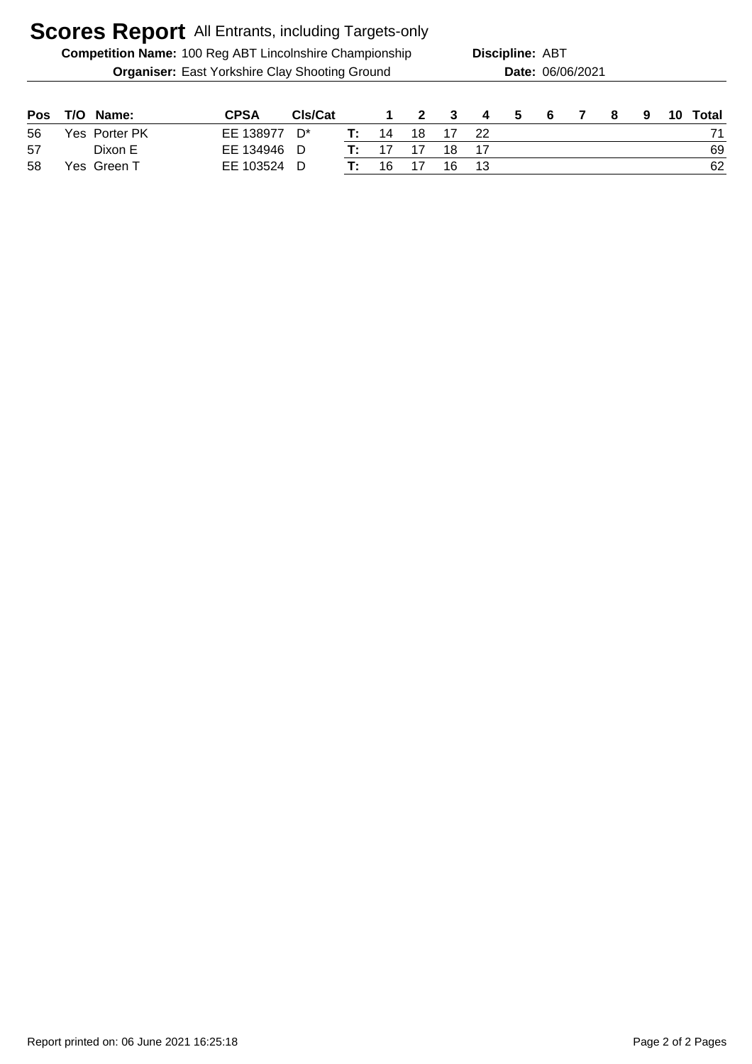# Scores Report All Entrants, including Targets-only

**Competition Name:** 100 Reg ABT Lincolnshire Championship **Discipline:** ABT

**Organiser:** East Yorkshire Clay Shooting Ground **Date:** 06/06/2021

| Pos | T/O | Name: | CPSA | Cls/Cat | | 1 | 2 | 3 | 4 | 5 | 6 | 7 | 8 | 9 | 10 | Total |
|---|---|---|---|---|---|---|---|---|---|---|---|---|---|---|---|---|
| 56 | Yes | Porter PK | EE 138977 | D* | T: | 14 | 18 | 17 | 22 | | | | | | | 71 |
| 57 | | Dixon E | EE 134946 | D | T: | 17 | 17 | 18 | 17 | | | | | | | 69 |
| 58 | Yes | Green T | EE 103524 | D | T: | 16 | 17 | 16 | 13 | | | | | | | 62 |

Report printed on: 06 June 2021 16:25:18